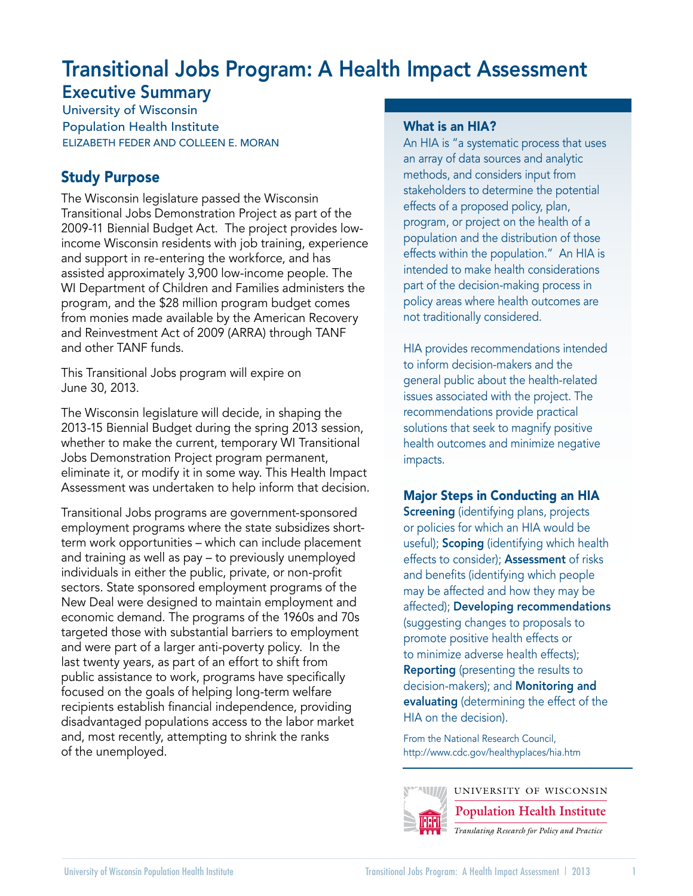# Transitional Jobs Program: A Health Impact Assessment

## Executive Summary

University of Wisconsin
Population Health Institute
ELIZABETH FEDER AND COLLEEN E. MORAN

## Study Purpose

The Wisconsin legislature passed the Wisconsin Transitional Jobs Demonstration Project as part of the 2009-11 Biennial Budget Act. The project provides low-income Wisconsin residents with job training, experience and support in re-entering the workforce, and has assisted approximately 3,900 low-income people. The WI Department of Children and Families administers the program, and the $28 million program budget comes from monies made available by the American Recovery and Reinvestment Act of 2009 (ARRA) through TANF and other TANF funds.

This Transitional Jobs program will expire on June 30, 2013.

The Wisconsin legislature will decide, in shaping the 2013-15 Biennial Budget during the spring 2013 session, whether to make the current, temporary WI Transitional Jobs Demonstration Project program permanent, eliminate it, or modify it in some way. This Health Impact Assessment was undertaken to help inform that decision.

Transitional Jobs programs are government-sponsored employment programs where the state subsidizes short-term work opportunities – which can include placement and training as well as pay – to previously unemployed individuals in either the public, private, or non-profit sectors. State sponsored employment programs of the New Deal were designed to maintain employment and economic demand. The programs of the 1960s and 70s targeted those with substantial barriers to employment and were part of a larger anti-poverty policy. In the last twenty years, as part of an effort to shift from public assistance to work, programs have specifically focused on the goals of helping long-term welfare recipients establish financial independence, providing disadvantaged populations access to the labor market and, most recently, attempting to shrink the ranks of the unemployed.

### What is an HIA?

An HIA is "a systematic process that uses an array of data sources and analytic methods, and considers input from stakeholders to determine the potential effects of a proposed policy, plan, program, or project on the health of a population and the distribution of those effects within the population." An HIA is intended to make health considerations part of the decision-making process in policy areas where health outcomes are not traditionally considered.

HIA provides recommendations intended to inform decision-makers and the general public about the health-related issues associated with the project. The recommendations provide practical solutions that seek to magnify positive health outcomes and minimize negative impacts.

### Major Steps in Conducting an HIA

**Screening** (identifying plans, projects or policies for which an HIA would be useful); **Scoping** (identifying which health effects to consider); **Assessment** of risks and benefits (identifying which people may be affected and how they may be affected); **Developing recommendations** (suggesting changes to proposals to promote positive health effects or to minimize adverse health effects); **Reporting** (presenting the results to decision-makers); and **Monitoring and evaluating** (determining the effect of the HIA on the decision).

From the National Research Council, http://www.cdc.gov/healthyplaces/hia.htm

UNIVERSITY OF WISCONSIN
Population Health Institute
*Translating Research for Policy and Practice*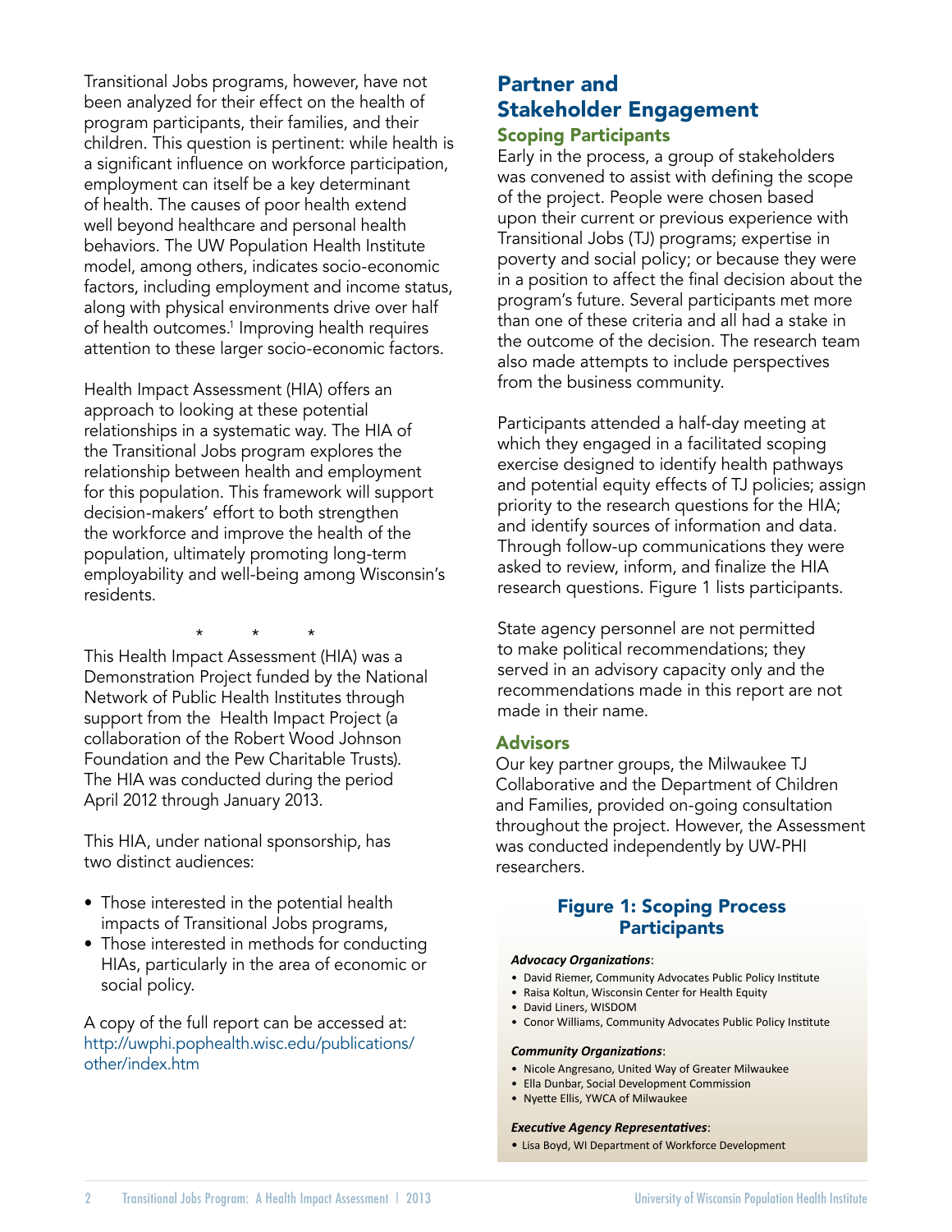Transitional Jobs programs, however, have not been analyzed for their effect on the health of program participants, their families, and their children. This question is pertinent: while health is a significant influence on workforce participation, employment can itself be a key determinant of health. The causes of poor health extend well beyond healthcare and personal health behaviors. The UW Population Health Institute model, among others, indicates socio-economic factors, including employment and income status, along with physical environments drive over half of health outcomes.[1] Improving health requires attention to these larger socio-economic factors.

Health Impact Assessment (HIA) offers an approach to looking at these potential relationships in a systematic way. The HIA of the Transitional Jobs program explores the relationship between health and employment for this population. This framework will support decision-makers' effort to both strengthen the workforce and improve the health of the population, ultimately promoting long-term employability and well-being among Wisconsin's residents.

\* \* \*

This Health Impact Assessment (HIA) was a Demonstration Project funded by the National Network of Public Health Institutes through support from the Health Impact Project (a collaboration of the Robert Wood Johnson Foundation and the Pew Charitable Trusts). The HIA was conducted during the period April 2012 through January 2013.

This HIA, under national sponsorship, has two distinct audiences:

- Those interested in the potential health impacts of Transitional Jobs programs,
- Those interested in methods for conducting HIAs, particularly in the area of economic or social policy.

A copy of the full report can be accessed at: http://uwphi.pophealth.wisc.edu/publications/other/index.htm

## Partner and Stakeholder Engagement

### Scoping Participants

Early in the process, a group of stakeholders was convened to assist with defining the scope of the project. People were chosen based upon their current or previous experience with Transitional Jobs (TJ) programs; expertise in poverty and social policy; or because they were in a position to affect the final decision about the program's future. Several participants met more than one of these criteria and all had a stake in the outcome of the decision. The research team also made attempts to include perspectives from the business community.

Participants attended a half-day meeting at which they engaged in a facilitated scoping exercise designed to identify health pathways and potential equity effects of TJ policies; assign priority to the research questions for the HIA; and identify sources of information and data. Through follow-up communications they were asked to review, inform, and finalize the HIA research questions. Figure 1 lists participants.

State agency personnel are not permitted to make political recommendations; they served in an advisory capacity only and the recommendations made in this report are not made in their name.

### Advisors

Our key partner groups, the Milwaukee TJ Collaborative and the Department of Children and Families, provided on-going consultation throughout the project. However, the Assessment was conducted independently by UW-PHI researchers.

#### Figure 1: Scoping Process Participants

***Advocacy Organizations*:**

- David Riemer, Community Advocates Public Policy Institute
- Raisa Koltun, Wisconsin Center for Health Equity
- David Liners, WISDOM
- Conor Williams, Community Advocates Public Policy Institute

***Community Organizations*:**

- Nicole Angresano, United Way of Greater Milwaukee
- Ella Dunbar, Social Development Commission
- Nyette Ellis, YWCA of Milwaukee

***Executive Agency Representatives*:**

- Lisa Boyd, WI Department of Workforce Development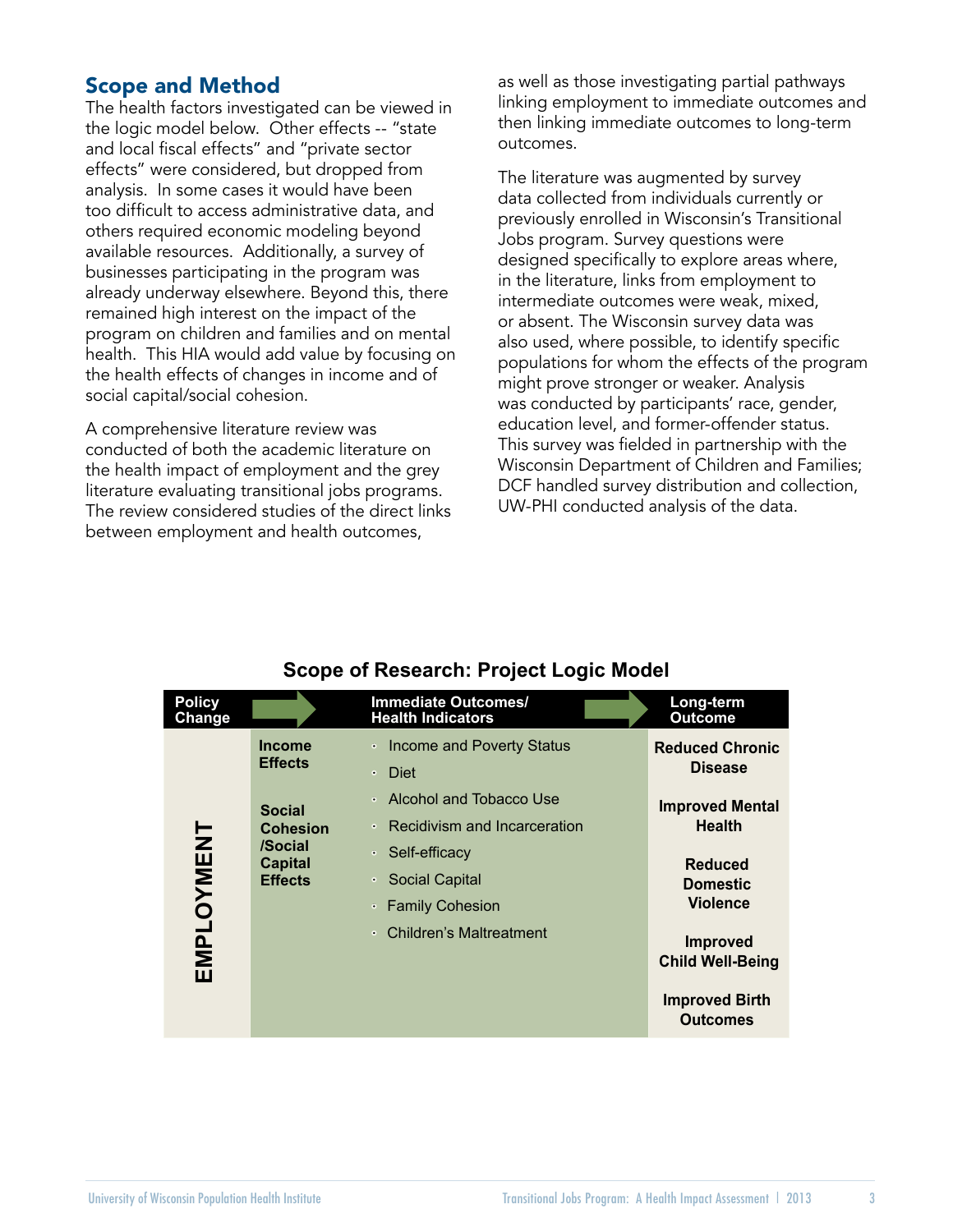## Scope and Method

The health factors investigated can be viewed in the logic model below. Other effects -- "state and local fiscal effects" and "private sector effects" were considered, but dropped from analysis. In some cases it would have been too difficult to access administrative data, and others required economic modeling beyond available resources. Additionally, a survey of businesses participating in the program was already underway elsewhere. Beyond this, there remained high interest on the impact of the program on children and families and on mental health. This HIA would add value by focusing on the health effects of changes in income and of social capital/social cohesion.

A comprehensive literature review was conducted of both the academic literature on the health impact of employment and the grey literature evaluating transitional jobs programs. The review considered studies of the direct links between employment and health outcomes, as well as those investigating partial pathways linking employment to immediate outcomes and then linking immediate outcomes to long-term outcomes.

The literature was augmented by survey data collected from individuals currently or previously enrolled in Wisconsin's Transitional Jobs program. Survey questions were designed specifically to explore areas where, in the literature, links from employment to intermediate outcomes were weak, mixed, or absent. The Wisconsin survey data was also used, where possible, to identify specific populations for whom the effects of the program might prove stronger or weaker. Analysis was conducted by participants' race, gender, education level, and former-offender status. This survey was fielded in partnership with the Wisconsin Department of Children and Families; DCF handled survey distribution and collection, UW-PHI conducted analysis of the data.

**Scope of Research: Project Logic Model**

| Policy Change | | Immediate Outcomes/ Health Indicators | Long-term Outcome |
|---|---|---|---|
| EMPLOYMENT | **Income Effects**<br><br>**Social Cohesion /Social Capital Effects** | • Income and Poverty Status<br>• Diet<br>• Alcohol and Tobacco Use<br>• Recidivism and Incarceration<br>• Self-efficacy<br>• Social Capital<br>• Family Cohesion<br>• Children's Maltreatment | **Reduced Chronic Disease**<br><br>**Improved Mental Health**<br><br>**Reduced Domestic Violence**<br><br>**Improved Child Well-Being**<br><br>**Improved Birth Outcomes** |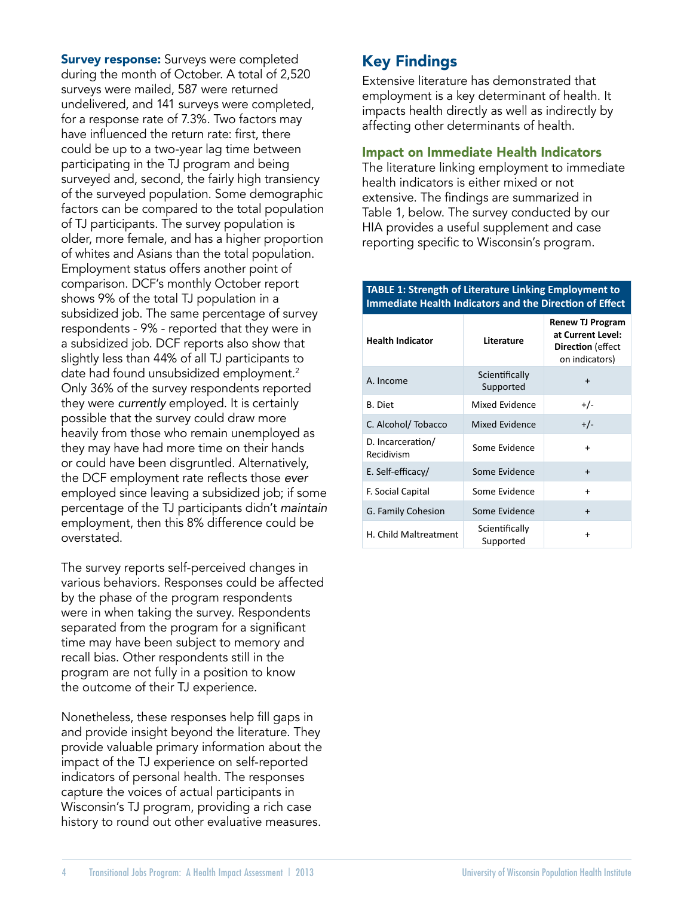**Survey response:** Surveys were completed during the month of October. A total of 2,520 surveys were mailed, 587 were returned undelivered, and 141 surveys were completed, for a response rate of 7.3%. Two factors may have influenced the return rate: first, there could be up to a two-year lag time between participating in the TJ program and being surveyed and, second, the fairly high transiency of the surveyed population. Some demographic factors can be compared to the total population of TJ participants. The survey population is older, more female, and has a higher proportion of whites and Asians than the total population. Employment status offers another point of comparison. DCF's monthly October report shows 9% of the total TJ population in a subsidized job. The same percentage of survey respondents - 9% - reported that they were in a subsidized job. DCF reports also show that slightly less than 44% of all TJ participants to date had found unsubsidized employment.[2] Only 36% of the survey respondents reported they were *currently* employed. It is certainly possible that the survey could draw more heavily from those who remain unemployed as they may have had more time on their hands or could have been disgruntled. Alternatively, the DCF employment rate reflects those *ever* employed since leaving a subsidized job; if some percentage of the TJ participants didn't *maintain* employment, then this 8% difference could be overstated.

The survey reports self-perceived changes in various behaviors. Responses could be affected by the phase of the program respondents were in when taking the survey. Respondents separated from the program for a significant time may have been subject to memory and recall bias. Other respondents still in the program are not fully in a position to know the outcome of their TJ experience.

Nonetheless, these responses help fill gaps in and provide insight beyond the literature. They provide valuable primary information about the impact of the TJ experience on self-reported indicators of personal health. The responses capture the voices of actual participants in Wisconsin's TJ program, providing a rich case history to round out other evaluative measures.

## Key Findings

Extensive literature has demonstrated that employment is a key determinant of health. It impacts health directly as well as indirectly by affecting other determinants of health.

### Impact on Immediate Health Indicators

The literature linking employment to immediate health indicators is either mixed or not extensive. The findings are summarized in Table 1, below. The survey conducted by our HIA provides a useful supplement and case reporting specific to Wisconsin's program.

**TABLE 1: Strength of Literature Linking Employment to Immediate Health Indicators and the Direction of Effect**

| Health Indicator | Literature | Renew TJ Program at Current Level: Direction (effect on indicators) |
|---|---|---|
| A. Income | Scientifically Supported | + |
| B. Diet | Mixed Evidence | +/- |
| C. Alcohol/ Tobacco | Mixed Evidence | +/- |
| D. Incarceration/ Recidivism | Some Evidence | + |
| E. Self-efficacy/ | Some Evidence | + |
| F. Social Capital | Some Evidence | + |
| G. Family Cohesion | Some Evidence | + |
| H. Child Maltreatment | Scientifically Supported | + |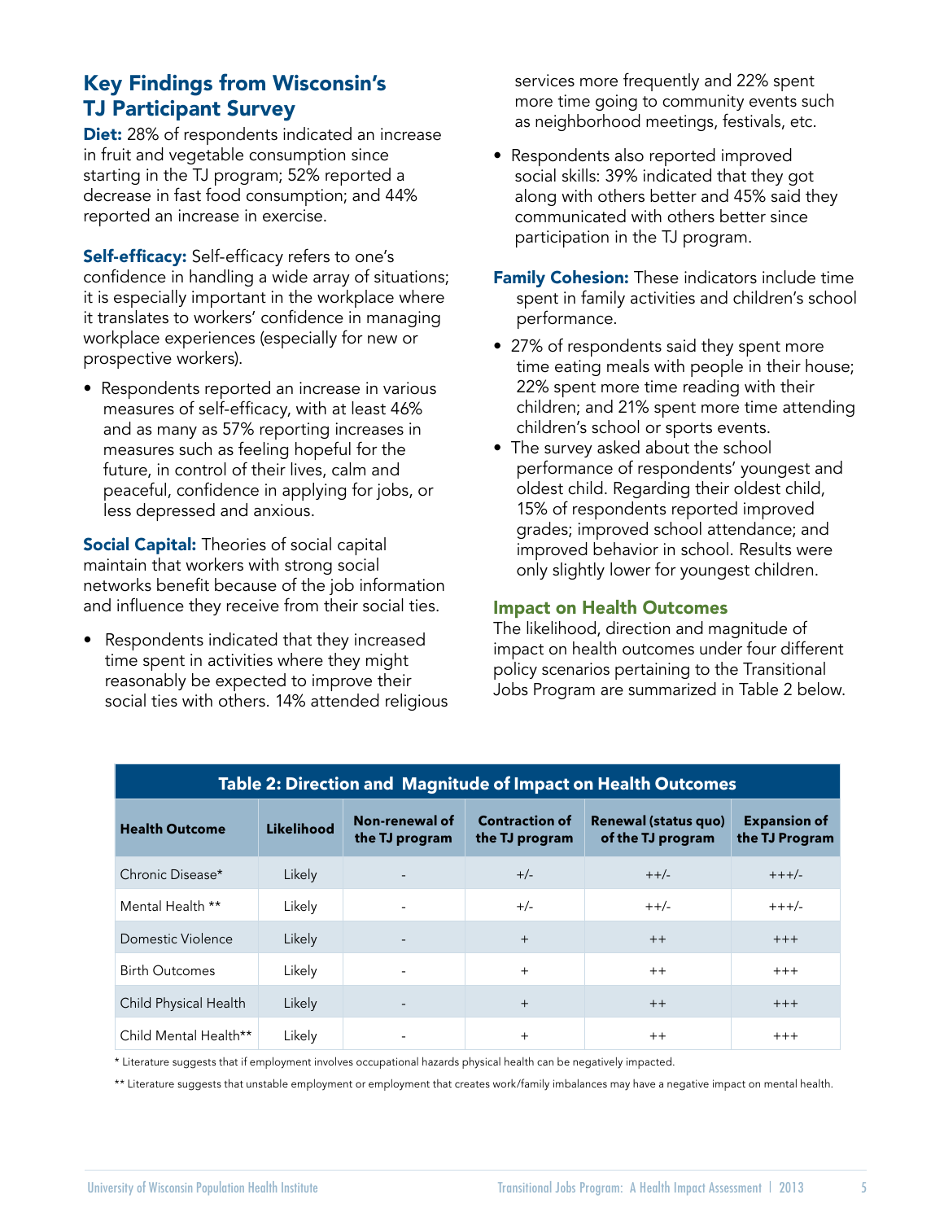## Key Findings from Wisconsin's TJ Participant Survey

**Diet:** 28% of respondents indicated an increase in fruit and vegetable consumption since starting in the TJ program; 52% reported a decrease in fast food consumption; and 44% reported an increase in exercise.

**Self-efficacy:** Self-efficacy refers to one's confidence in handling a wide array of situations; it is especially important in the workplace where it translates to workers' confidence in managing workplace experiences (especially for new or prospective workers).

- Respondents reported an increase in various measures of self-efficacy, with at least 46% and as many as 57% reporting increases in measures such as feeling hopeful for the future, in control of their lives, calm and peaceful, confidence in applying for jobs, or less depressed and anxious.

**Social Capital:** Theories of social capital maintain that workers with strong social networks benefit because of the job information and influence they receive from their social ties.

- Respondents indicated that they increased time spent in activities where they might reasonably be expected to improve their social ties with others. 14% attended religious services more frequently and 22% spent more time going to community events such as neighborhood meetings, festivals, etc.
- Respondents also reported improved social skills: 39% indicated that they got along with others better and 45% said they communicated with others better since participation in the TJ program.

**Family Cohesion:** These indicators include time spent in family activities and children's school performance.

- 27% of respondents said they spent more time eating meals with people in their house; 22% spent more time reading with their children; and 21% spent more time attending children's school or sports events.
- The survey asked about the school performance of respondents' youngest and oldest child. Regarding their oldest child, 15% of respondents reported improved grades; improved school attendance; and improved behavior in school. Results were only slightly lower for youngest children.

### Impact on Health Outcomes

The likelihood, direction and magnitude of impact on health outcomes under four different policy scenarios pertaining to the Transitional Jobs Program are summarized in Table 2 below.

**Table 2: Direction and Magnitude of Impact on Health Outcomes**

| Health Outcome | Likelihood | Non-renewal of the TJ program | Contraction of the TJ program | Renewal (status quo) of the TJ program | Expansion of the TJ Program |
|---|---|---|---|---|---|
| Chronic Disease* | Likely | - | +/- | ++/- | +++/- |
| Mental Health ** | Likely | - | +/- | ++/- | +++/- |
| Domestic Violence | Likely | - | + | ++ | +++ |
| Birth Outcomes | Likely | - | + | ++ | +++ |
| Child Physical Health | Likely | - | + | ++ | +++ |
| Child Mental Health** | Likely | - | + | ++ | +++ |

* Literature suggests that if employment involves occupational hazards physical health can be negatively impacted.

** Literature suggests that unstable employment or employment that creates work/family imbalances may have a negative impact on mental health.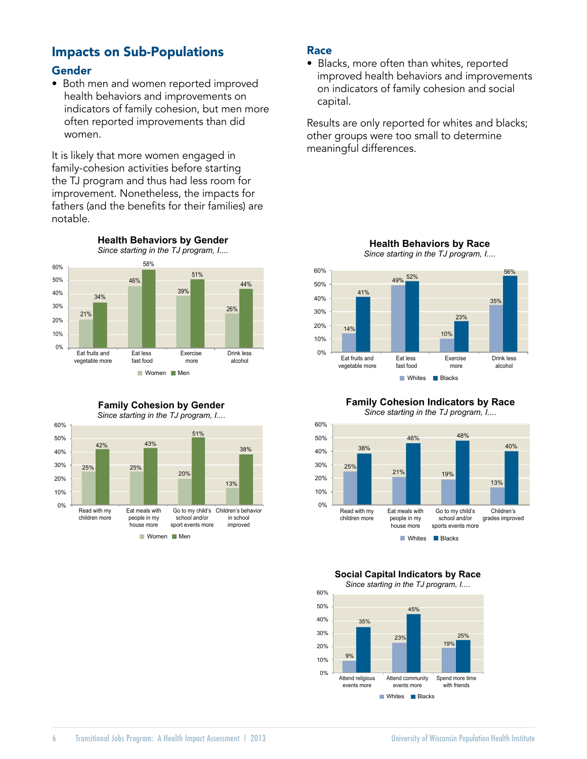## Impacts on Sub-Populations

### Gender

- Both men and women reported improved health behaviors and improvements on indicators of family cohesion, but men more often reported improvements than did women.

It is likely that more women engaged in family-cohesion activities before starting the TJ program and thus had less room for improvement. Nonetheless, the impacts for fathers (and the benefits for their families) are notable.

**Health Behaviors by Gender**
*Since starting in the TJ program, I....*

| | Women | Men |
|---|---|---|
| Eat fruits and vegetable more | 21% | 34% |
| Eat less fast food | 46% | 58% |
| Exercise more | 39% | 51% |
| Drink less alcohol | 26% | 44% |

**Family Cohesion by Gender**
*Since starting in the TJ program, I....*

| | Women | Men |
|---|---|---|
| Read with my children more | 25% | 42% |
| Eat meals with people in my house more | 25% | 43% |
| Go to my child's school and/or sport events more | 20% | 51% |
| Children's behavior in school improved | 13% | 38% |

### Race

- Blacks, more often than whites, reported improved health behaviors and improvements on indicators of family cohesion and social capital.

Results are only reported for whites and blacks; other groups were too small to determine meaningful differences.

**Health Behaviors by Race**
*Since starting in the TJ program, I....*

| | Whites | Blacks |
|---|---|---|
| Eat fruits and vegetable more | 14% | 41% |
| Eat less fast food | 49% | 52% |
| Exercise more | 10% | 23% |
| Drink less alcohol | 35% | 56% |

**Family Cohesion Indicators by Race**
*Since starting in the TJ program, I....*

| | Whites | Blacks |
|---|---|---|
| Read with my children more | 25% | 38% |
| Eat meals with people in my house more | 21% | 46% |
| Go to my child's school and/or sports events more | 19% | 48% |
| Children's grades improved | 13% | 40% |

**Social Capital Indicators by Race**
*Since starting in the TJ program, I....*

| | Whites | Blacks |
|---|---|---|
| Attend religious events more | 9% | 35% |
| Attend community events more | 23% | 45% |
| Spend more time with friends | 19% | 25% |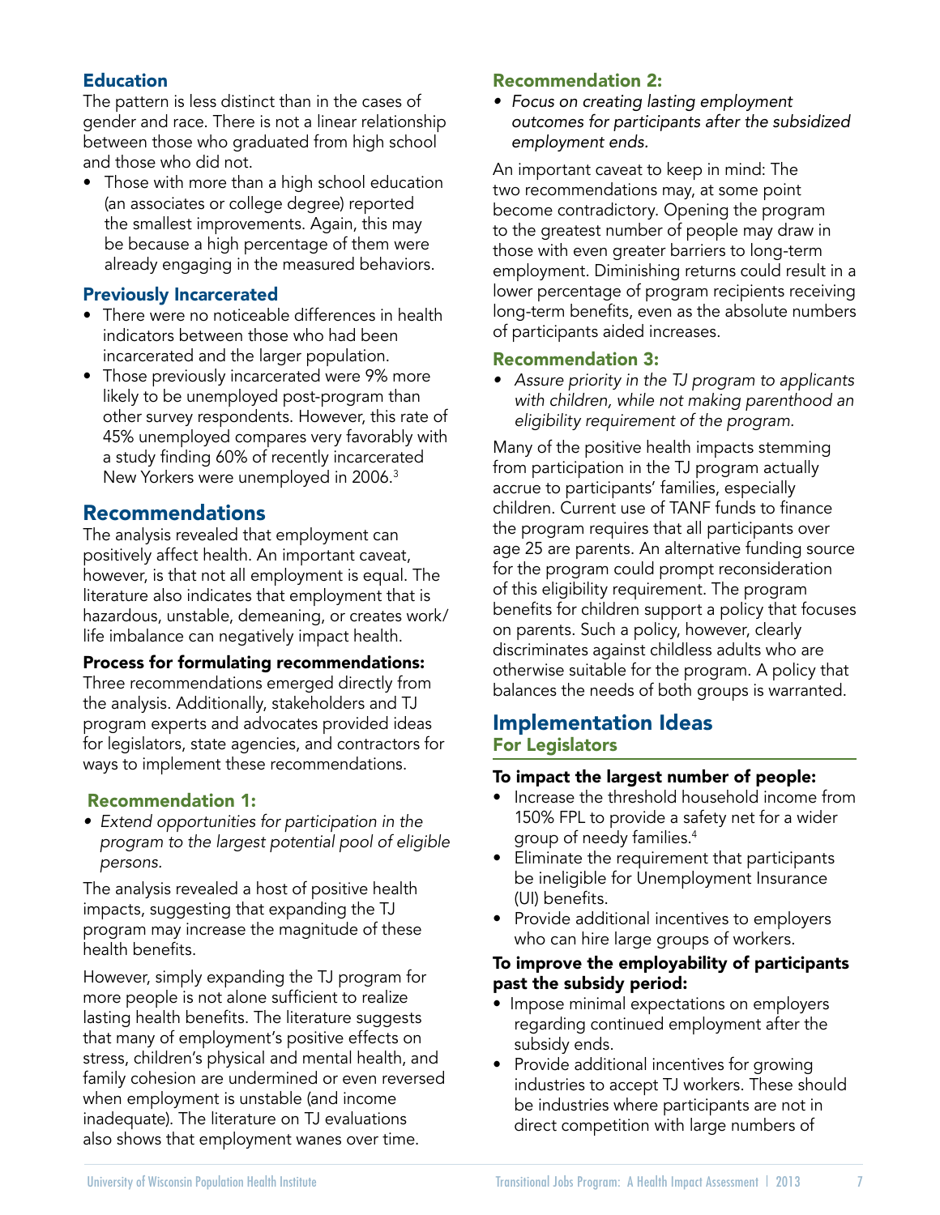### Education

The pattern is less distinct than in the cases of gender and race. There is not a linear relationship between those who graduated from high school and those who did not.

- Those with more than a high school education (an associates or college degree) reported the smallest improvements. Again, this may be because a high percentage of them were already engaging in the measured behaviors.

### Previously Incarcerated

- There were no noticeable differences in health indicators between those who had been incarcerated and the larger population.
- Those previously incarcerated were 9% more likely to be unemployed post-program than other survey respondents. However, this rate of 45% unemployed compares very favorably with a study finding 60% of recently incarcerated New Yorkers were unemployed in 2006.[3]

## Recommendations

The analysis revealed that employment can positively affect health. An important caveat, however, is that not all employment is equal. The literature also indicates that employment that is hazardous, unstable, demeaning, or creates work/life imbalance can negatively impact health.

**Process for formulating recommendations:** Three recommendations emerged directly from the analysis. Additionally, stakeholders and TJ program experts and advocates provided ideas for legislators, state agencies, and contractors for ways to implement these recommendations.

### Recommendation 1:

- *Extend opportunities for participation in the program to the largest potential pool of eligible persons.*

The analysis revealed a host of positive health impacts, suggesting that expanding the TJ program may increase the magnitude of these health benefits.

However, simply expanding the TJ program for more people is not alone sufficient to realize lasting health benefits. The literature suggests that many of employment's positive effects on stress, children's physical and mental health, and family cohesion are undermined or even reversed when employment is unstable (and income inadequate). The literature on TJ evaluations also shows that employment wanes over time.

### Recommendation 2:

- *Focus on creating lasting employment outcomes for participants after the subsidized employment ends.*

An important caveat to keep in mind: The two recommendations may, at some point become contradictory. Opening the program to the greatest number of people may draw in those with even greater barriers to long-term employment. Diminishing returns could result in a lower percentage of program recipients receiving long-term benefits, even as the absolute numbers of participants aided increases.

### Recommendation 3:

- *Assure priority in the TJ program to applicants with children, while not making parenthood an eligibility requirement of the program.*

Many of the positive health impacts stemming from participation in the TJ program actually accrue to participants' families, especially children. Current use of TANF funds to finance the program requires that all participants over age 25 are parents. An alternative funding source for the program could prompt reconsideration of this eligibility requirement. The program benefits for children support a policy that focuses on parents. Such a policy, however, clearly discriminates against childless adults who are otherwise suitable for the program. A policy that balances the needs of both groups is warranted.

## Implementation Ideas

### For Legislators

**To impact the largest number of people:**

- Increase the threshold household income from 150% FPL to provide a safety net for a wider group of needy families.[4]
- Eliminate the requirement that participants be ineligible for Unemployment Insurance (UI) benefits.
- Provide additional incentives to employers who can hire large groups of workers.

**To improve the employability of participants past the subsidy period:**

- Impose minimal expectations on employers regarding continued employment after the subsidy ends.
- Provide additional incentives for growing industries to accept TJ workers. These should be industries where participants are not in direct competition with large numbers of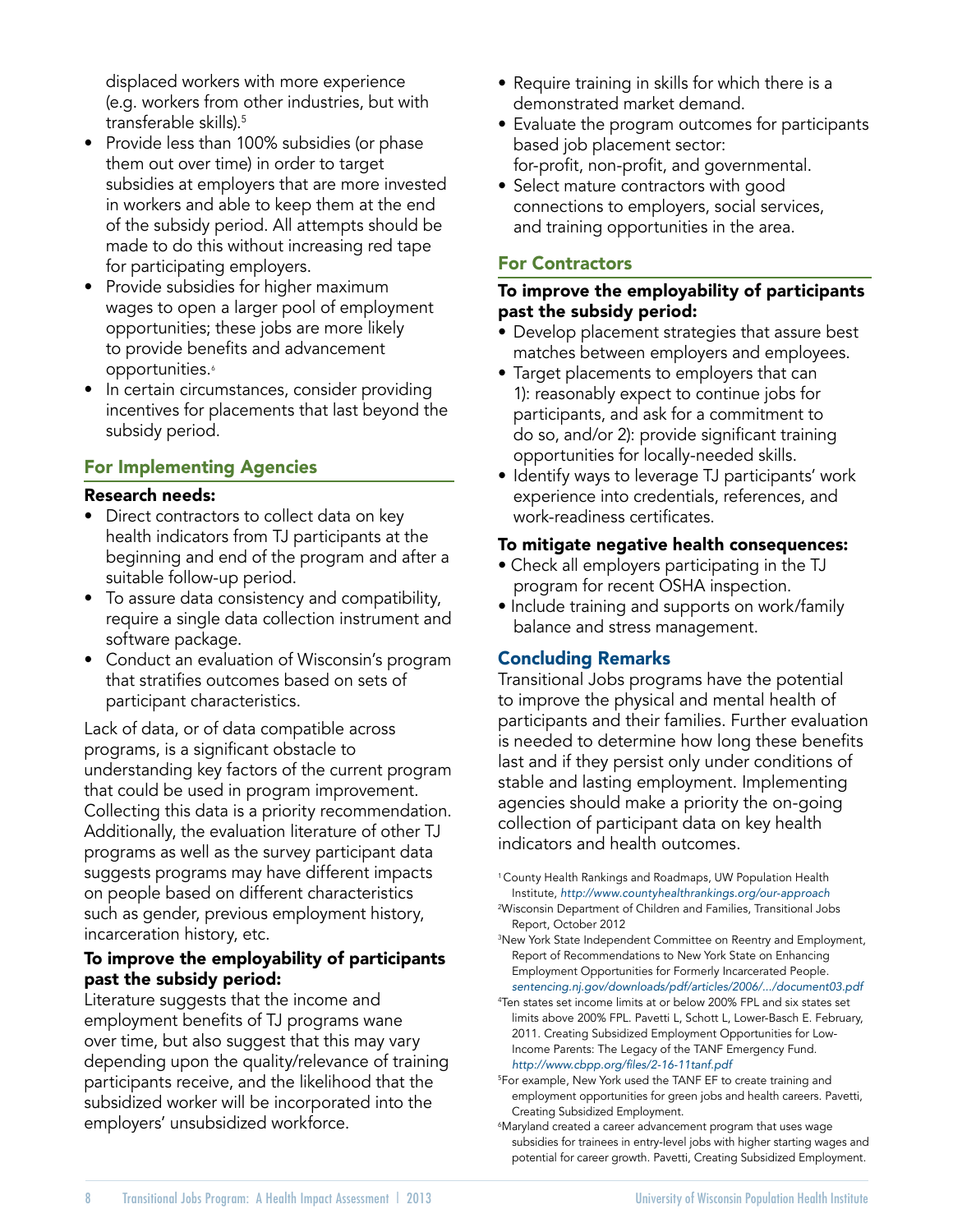displaced workers with more experience (e.g. workers from other industries, but with transferable skills).[5]

- Provide less than 100% subsidies (or phase them out over time) in order to target subsidies at employers that are more invested in workers and able to keep them at the end of the subsidy period. All attempts should be made to do this without increasing red tape for participating employers.
- Provide subsidies for higher maximum wages to open a larger pool of employment opportunities; these jobs are more likely to provide benefits and advancement opportunities.[6]
- In certain circumstances, consider providing incentives for placements that last beyond the subsidy period.

## For Implementing Agencies

**Research needs:**

- Direct contractors to collect data on key health indicators from TJ participants at the beginning and end of the program and after a suitable follow-up period.
- To assure data consistency and compatibility, require a single data collection instrument and software package.
- Conduct an evaluation of Wisconsin's program that stratifies outcomes based on sets of participant characteristics.

Lack of data, or of data compatible across programs, is a significant obstacle to understanding key factors of the current program that could be used in program improvement. Collecting this data is a priority recommendation. Additionally, the evaluation literature of other TJ programs as well as the survey participant data suggests programs may have different impacts on people based on different characteristics such as gender, previous employment history, incarceration history, etc.

**To improve the employability of participants past the subsidy period:**

Literature suggests that the income and employment benefits of TJ programs wane over time, but also suggest that this may vary depending upon the quality/relevance of training participants receive, and the likelihood that the subsidized worker will be incorporated into the employers' unsubsidized workforce.

- Require training in skills for which there is a demonstrated market demand.
- Evaluate the program outcomes for participants based job placement sector: for-profit, non-profit, and governmental.
- Select mature contractors with good connections to employers, social services, and training opportunities in the area.

## For Contractors

**To improve the employability of participants past the subsidy period:**

- Develop placement strategies that assure best matches between employers and employees.
- Target placements to employers that can 1): reasonably expect to continue jobs for participants, and ask for a commitment to do so, and/or 2): provide significant training opportunities for locally-needed skills.
- Identify ways to leverage TJ participants' work experience into credentials, references, and work-readiness certificates.

**To mitigate negative health consequences:**

- Check all employers participating in the TJ program for recent OSHA inspection.
- Include training and supports on work/family balance and stress management.

## Concluding Remarks

Transitional Jobs programs have the potential to improve the physical and mental health of participants and their families. Further evaluation is needed to determine how long these benefits last and if they persist only under conditions of stable and lasting employment. Implementing agencies should make a priority the on-going collection of participant data on key health indicators and health outcomes.

[1] County Health Rankings and Roadmaps, UW Population Health Institute, *http://www.countyhealthrankings.org/our-approach*

[2] Wisconsin Department of Children and Families, Transitional Jobs Report, October 2012

[3] New York State Independent Committee on Reentry and Employment, Report of Recommendations to New York State on Enhancing Employment Opportunities for Formerly Incarcerated People. *sentencing.nj.gov/downloads/pdf/articles/2006/.../document03.pdf*

[4] Ten states set income limits at or below 200% FPL and six states set limits above 200% FPL. Pavetti L, Schott L, Lower-Basch E. February, 2011. Creating Subsidized Employment Opportunities for Low-Income Parents: The Legacy of the TANF Emergency Fund. *http://www.cbpp.org/files/2-16-11tanf.pdf*

[5] For example, New York used the TANF EF to create training and employment opportunities for green jobs and health careers. Pavetti, Creating Subsidized Employment.

[6] Maryland created a career advancement program that uses wage subsidies for trainees in entry-level jobs with higher starting wages and potential for career growth. Pavetti, Creating Subsidized Employment.